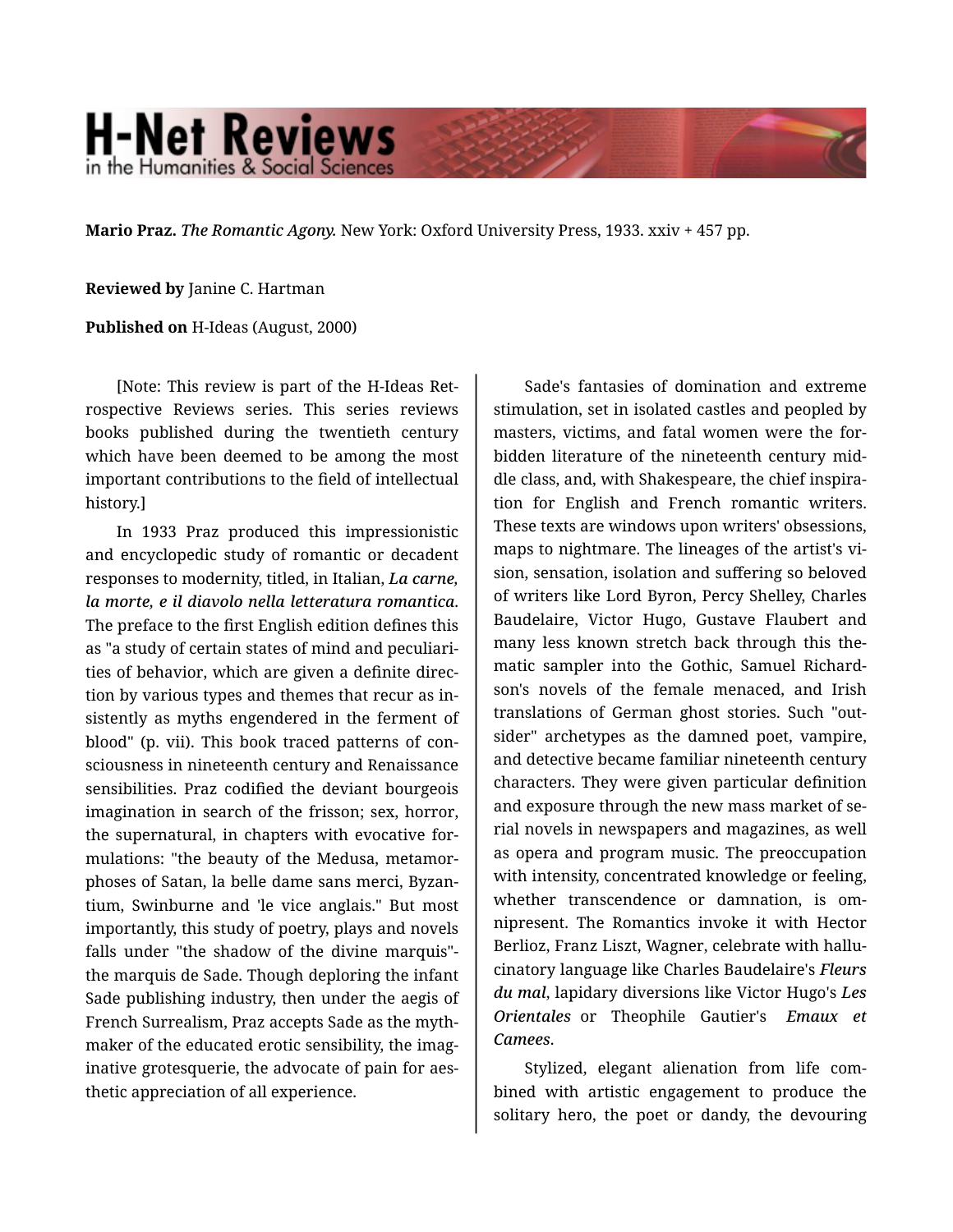**Mario Praz.** *The Romantic Agony.* New York: Oxford University Press, 1933. xxiv + 457 pp.

**Reviewed by** Janine C. Hartman

**Published on** H-Ideas (August, 2000)

[Note: This review is part of the H-Ideas Retrospective Reviews series. This series reviews books published during the twentieth century which have been deemed to be among the most important contributions to the field of intellectual history.]

In 1933 Praz produced this impressionistic and encyclopedic study of romantic or decadent responses to modernity, titled, in Italian, ***La carne, la morte, e il diavolo nella letteratura romantica***. The preface to the first English edition defines this as "a study of certain states of mind and peculiarities of behavior, which are given a definite direction by various types and themes that recur as insistently as myths engendered in the ferment of blood" (p. vii). This book traced patterns of consciousness in nineteenth century and Renaissance sensibilities. Praz codified the deviant bourgeois imagination in search of the frisson; sex, horror, the supernatural, in chapters with evocative formulations: "the beauty of the Medusa, metamorphoses of Satan, la belle dame sans merci, Byzantium, Swinburne and 'le vice anglais." But most importantly, this study of poetry, plays and novels falls under "the shadow of the divine marquis"-the marquis de Sade. Though deploring the infant Sade publishing industry, then under the aegis of French Surrealism, Praz accepts Sade as the mythmaker of the educated erotic sensibility, the imaginative grotesquerie, the advocate of pain for aesthetic appreciation of all experience.

Sade's fantasies of domination and extreme stimulation, set in isolated castles and peopled by masters, victims, and fatal women were the forbidden literature of the nineteenth century middle class, and, with Shakespeare, the chief inspiration for English and French romantic writers. These texts are windows upon writers' obsessions, maps to nightmare. The lineages of the artist's vision, sensation, isolation and suffering so beloved of writers like Lord Byron, Percy Shelley, Charles Baudelaire, Victor Hugo, Gustave Flaubert and many less known stretch back through this thematic sampler into the Gothic, Samuel Richardson's novels of the female menaced, and Irish translations of German ghost stories. Such "outsider" archetypes as the damned poet, vampire, and detective became familiar nineteenth century characters. They were given particular definition and exposure through the new mass market of serial novels in newspapers and magazines, as well as opera and program music. The preoccupation with intensity, concentrated knowledge or feeling, whether transcendence or damnation, is omnipresent. The Romantics invoke it with Hector Berlioz, Franz Liszt, Wagner, celebrate with hallucinatory language like Charles Baudelaire's ***Fleurs du mal***, lapidary diversions like Victor Hugo's ***Les Orientales*** or Theophile Gautier's ***Emaux et Camees***.

Stylized, elegant alienation from life combined with artistic engagement to produce the solitary hero, the poet or dandy, the devouring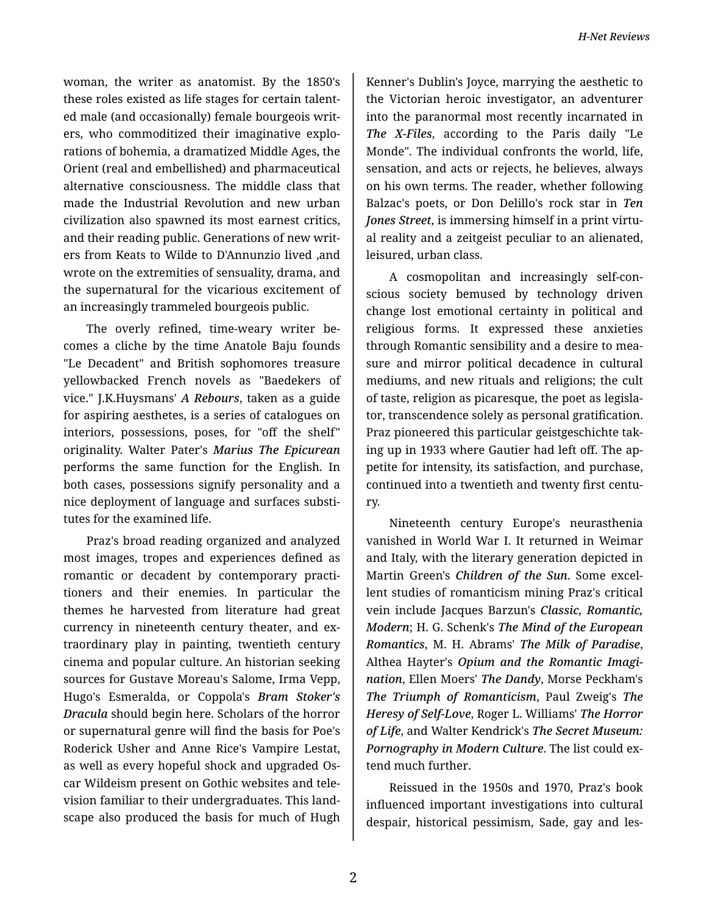woman, the writer as anatomist. By the 1850's these roles existed as life stages for certain talented male (and occasionally) female bourgeois writers, who commoditized their imaginative explorations of bohemia, a dramatized Middle Ages, the Orient (real and embellished) and pharmaceutical alternative consciousness. The middle class that made the Industrial Revolution and new urban civilization also spawned its most earnest critics, and their reading public. Generations of new writers from Keats to Wilde to D'Annunzio lived ,and wrote on the extremities of sensuality, drama, and the supernatural for the vicarious excitement of an increasingly trammeled bourgeois public.

The overly refined, time-weary writer becomes a cliche by the time Anatole Baju founds "Le Decadent" and British sophomores treasure yellowbacked French novels as "Baedekers of vice." J.K.Huysmans' ***A Rebours***, taken as a guide for aspiring aesthetes, is a series of catalogues on interiors, possessions, poses, for "off the shelf" originality. Walter Pater's ***Marius The Epicurean*** performs the same function for the English. In both cases, possessions signify personality and a nice deployment of language and surfaces substitutes for the examined life.

Praz's broad reading organized and analyzed most images, tropes and experiences defined as romantic or decadent by contemporary practitioners and their enemies. In particular the themes he harvested from literature had great currency in nineteenth century theater, and extraordinary play in painting, twentieth century cinema and popular culture. An historian seeking sources for Gustave Moreau's Salome, Irma Vepp, Hugo's Esmeralda, or Coppola's ***Bram Stoker's Dracula*** should begin here. Scholars of the horror or supernatural genre will find the basis for Poe's Roderick Usher and Anne Rice's Vampire Lestat, as well as every hopeful shock and upgraded Oscar Wildeism present on Gothic websites and television familiar to their undergraduates. This landscape also produced the basis for much of Hugh Kenner's Dublin's Joyce, marrying the aesthetic to the Victorian heroic investigator, an adventurer into the paranormal most recently incarnated in ***The X-Files***, according to the Paris daily "Le Monde". The individual confronts the world, life, sensation, and acts or rejects, he believes, always on his own terms. The reader, whether following Balzac's poets, or Don Delillo's rock star in ***Ten Jones Street***, is immersing himself in a print virtual reality and a zeitgeist peculiar to an alienated, leisured, urban class.

A cosmopolitan and increasingly self-conscious society bemused by technology driven change lost emotional certainty in political and religious forms. It expressed these anxieties through Romantic sensibility and a desire to measure and mirror political decadence in cultural mediums, and new rituals and religions; the cult of taste, religion as picaresque, the poet as legislator, transcendence solely as personal gratification. Praz pioneered this particular geistgeschichte taking up in 1933 where Gautier had left off. The appetite for intensity, its satisfaction, and purchase, continued into a twentieth and twenty first century.

Nineteenth century Europe's neurasthenia vanished in World War I. It returned in Weimar and Italy, with the literary generation depicted in Martin Green's ***Children of the Sun***. Some excellent studies of romanticism mining Praz's critical vein include Jacques Barzun's ***Classic, Romantic, Modern***; H. G. Schenk's ***The Mind of the European Romantics***, M. H. Abrams' ***The Milk of Paradise***, Althea Hayter's ***Opium and the Romantic Imagination***, Ellen Moers' ***The Dandy***, Morse Peckham's ***The Triumph of Romanticism***, Paul Zweig's ***The Heresy of Self-Love***, Roger L. Williams' ***The Horror of Life***, and Walter Kendrick's ***The Secret Museum: Pornography in Modern Culture***. The list could extend much further.

Reissued in the 1950s and 1970, Praz's book influenced important investigations into cultural despair, historical pessimism, Sade, gay and les-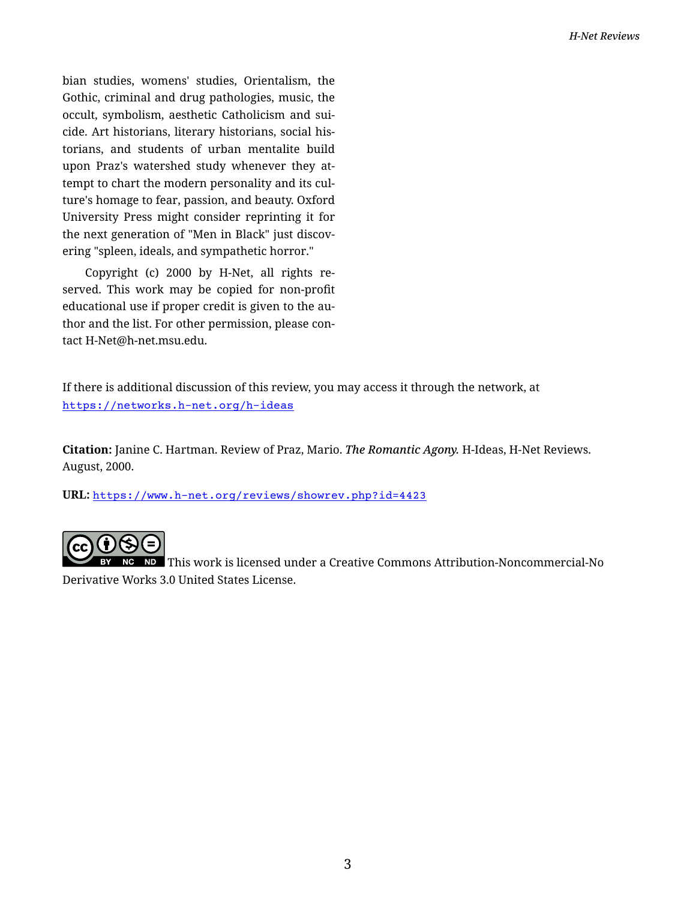bian studies, womens' studies, Orientalism, the Gothic, criminal and drug pathologies, music, the occult, symbolism, aesthetic Catholicism and suicide. Art historians, literary historians, social historians, and students of urban mentalite build upon Praz's watershed study whenever they attempt to chart the modern personality and its culture's homage to fear, passion, and beauty. Oxford University Press might consider reprinting it for the next generation of "Men in Black" just discovering "spleen, ideals, and sympathetic horror."

Copyright (c) 2000 by H-Net, all rights reserved. This work may be copied for non-profit educational use if proper credit is given to the author and the list. For other permission, please contact H-Net@h-net.msu.edu.

If there is additional discussion of this review, you may access it through the network, at https://networks.h-net.org/h-ideas

**Citation:** Janine C. Hartman. Review of Praz, Mario. ***The Romantic Agony.*** H-Ideas, H-Net Reviews. August, 2000.

**URL:** https://www.h-net.org/reviews/showrev.php?id=4423

This work is licensed under a Creative Commons Attribution-Noncommercial-No Derivative Works 3.0 United States License.